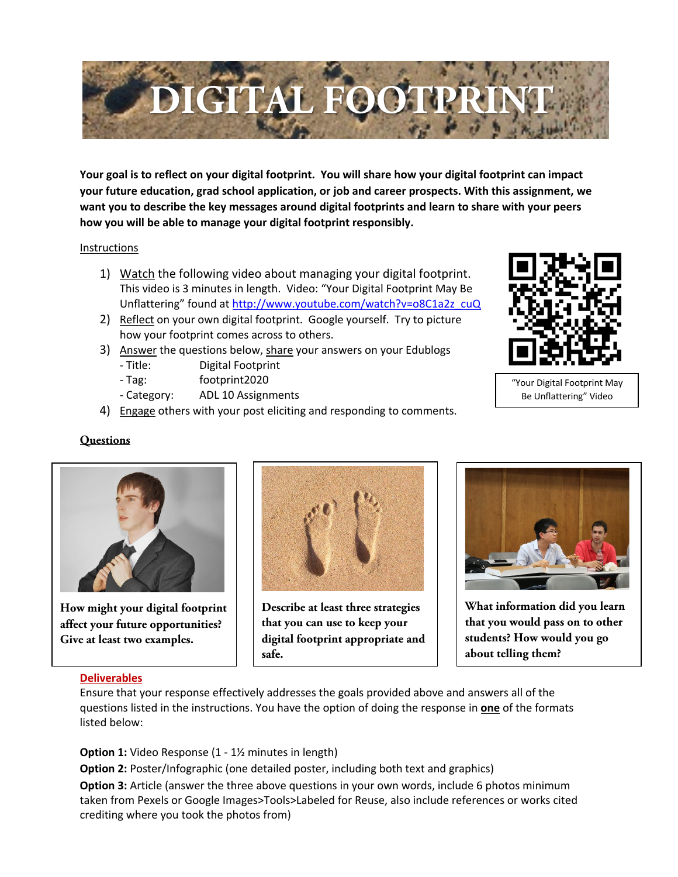# DIGITAL FOOTPRINT

**Your goal is to reflect on your digital footprint. You will share how your digital footprint can impact your future education, grad school application, or job and career prospects. With this assignment, we want you to describe the key messages around digital footprints and learn to share with your peers how you will be able to manage your digital footprint responsibly.**

Instructions

1) Watch the following video about managing your digital footprint. This video is 3 minutes in length. Video: "Your Digital Footprint May Be Unflattering" found at http://www.youtube.com/watch?v=o8C1a2z_cuQ
2) Reflect on your own digital footprint. Google yourself. Try to picture how your footprint comes across to others.
3) Answer the questions below, share your answers on your Edublogs
   - Title: Digital Footprint
   - Tag: footprint2020
   - Category: ADL 10 Assignments
4) Engage others with your post eliciting and responding to comments.

"Your Digital Footprint May Be Unflattering" Video

## Questions

**How might your digital footprint affect your future opportunities? Give at least two examples.**

**Describe at least three strategies that you can use to keep your digital footprint appropriate and safe.**

**What information did you learn that you would pass on to other students? How would you go about telling them?**

**Deliverables**

Ensure that your response effectively addresses the goals provided above and answers all of the questions listed in the instructions. You have the option of doing the response in **one** of the formats listed below:

**Option 1:** Video Response (1 - 1½ minutes in length)

**Option 2:** Poster/Infographic (one detailed poster, including both text and graphics)

**Option 3:** Article (answer the three above questions in your own words, include 6 photos minimum taken from Pexels or Google Images>Tools>Labeled for Reuse, also include references or works cited crediting where you took the photos from)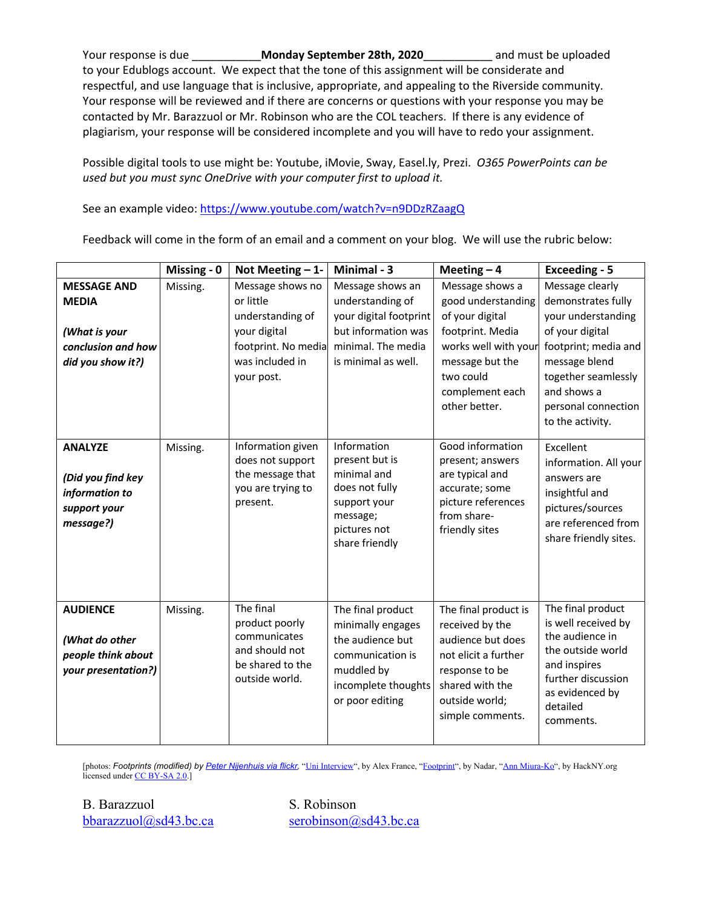Your response is due ___________**Monday September 28th, 2020**___________ and must be uploaded to your Edublogs account. We expect that the tone of this assignment will be considerate and respectful, and use language that is inclusive, appropriate, and appealing to the Riverside community. Your response will be reviewed and if there are concerns or questions with your response you may be contacted by Mr. Barazzuol or Mr. Robinson who are the COL teachers. If there is any evidence of plagiarism, your response will be considered incomplete and you will have to redo your assignment.

Possible digital tools to use might be: Youtube, iMovie, Sway, Easel.ly, Prezi. *O365 PowerPoints can be used but you must sync OneDrive with your computer first to upload it.*

See an example video: https://www.youtube.com/watch?v=n9DDzRZaagQ

Feedback will come in the form of an email and a comment on your blog. We will use the rubric below:

| | **Missing - 0** | **Not Meeting – 1-** | **Minimal - 3** | **Meeting – 4** | **Exceeding - 5** |
|---|---|---|---|---|---|
| **MESSAGE AND MEDIA** ***(What is your conclusion and how did you show it?)*** | Missing. | Message shows no or little understanding of your digital footprint. No media was included in your post. | Message shows an understanding of your digital footprint but information was minimal. The media is minimal as well. | Message shows a good understanding of your digital footprint. Media works well with your message but the two could complement each other better. | Message clearly demonstrates fully your understanding of your digital footprint; media and message blend together seamlessly and shows a personal connection to the activity. |
| **ANALYZE** ***(Did you find key information to support your message?)*** | Missing. | Information given does not support the message that you are trying to present. | Information present but is minimal and does not fully support your message; pictures not share friendly | Good information present; answers are typical and accurate; some picture references from share-friendly sites | Excellent information. All your answers are insightful and pictures/sources are referenced from share friendly sites. |
| **AUDIENCE** ***(What do other people think about your presentation?)*** | Missing. | The final product poorly communicates and should not be shared to the outside world. | The final product minimally engages the audience but communication is muddled by incomplete thoughts or poor editing | The final product is received by the audience but does not elicit a further response to be shared with the outside world; simple comments. | The final product is well received by the audience in the outside world and inspires further discussion as evidenced by detailed comments. |

[photos: *Footprints (modified) by Peter Nijenhuis via flickr*, "Uni Interview", by Alex France, "Footprint", by Nadar, "Ann Miura-Ko", by HackNY.org licensed under CC BY-SA 2.0.]

B. Barazzuol
bbarazzuol@sd43.bc.ca

S. Robinson
serobinson@sd43.bc.ca